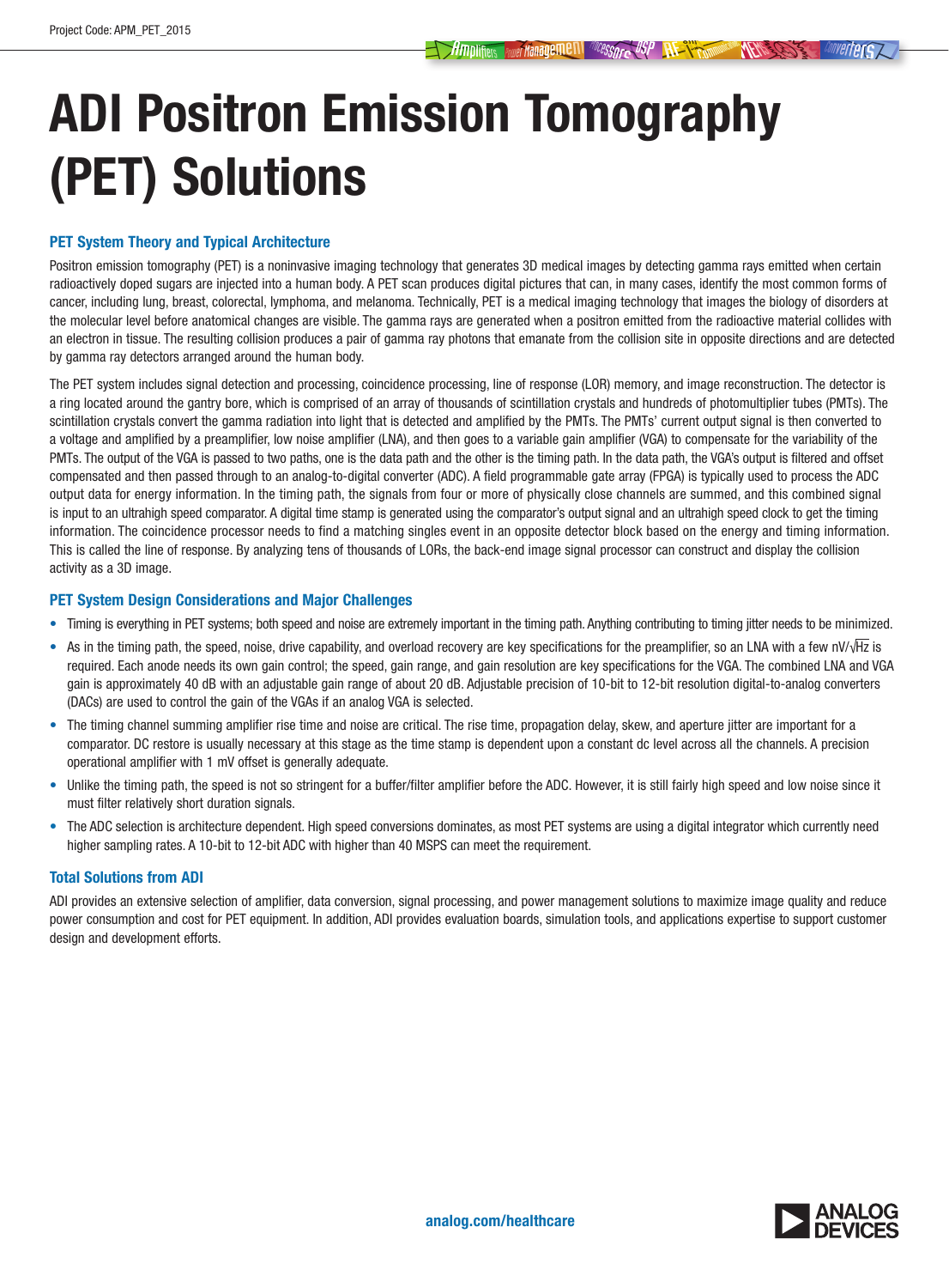# ADI Positron Emission Tomography (PET) Solutions

## PET System Theory and Typical Architecture

Positron emission tomography (PET) is a noninvasive imaging technology that generates 3D medical images by detecting gamma rays emitted when certain radioactively doped sugars are injected into a human body. A PET scan produces digital pictures that can, in many cases, identify the most common forms of cancer, including lung, breast, colorectal, lymphoma, and melanoma. Technically, PET is a medical imaging technology that images the biology of disorders at the molecular level before anatomical changes are visible. The gamma rays are generated when a positron emitted from the radioactive material collides with an electron in tissue. The resulting collision produces a pair of gamma ray photons that emanate from the collision site in opposite directions and are detected by gamma ray detectors arranged around the human body.

The PET system includes signal detection and processing, coincidence processing, line of response (LOR) memory, and image reconstruction. The detector is a ring located around the gantry bore, which is comprised of an array of thousands of scintillation crystals and hundreds of photomultiplier tubes (PMTs). The scintillation crystals convert the gamma radiation into light that is detected and amplified by the PMTs. The PMTs' current output signal is then converted to a voltage and amplified by a preamplifier, low noise amplifier (LNA), and then goes to a variable gain amplifier (VGA) to compensate for the variability of the PMTs. The output of the VGA is passed to two paths, one is the data path and the other is the timing path. In the data path, the VGA's output is filtered and offset compensated and then passed through to an analog-to-digital converter (ADC). A field programmable gate array (FPGA) is typically used to process the ADC output data for energy information. In the timing path, the signals from four or more of physically close channels are summed, and this combined signal is input to an ultrahigh speed comparator. A digital time stamp is generated using the comparator's output signal and an ultrahigh speed clock to get the timing information. The coincidence processor needs to find a matching singles event in an opposite detector block based on the energy and timing information. This is called the line of response. By analyzing tens of thousands of LORs, the back-end image signal processor can construct and display the collision activity as a 3D image.

## PET System Design Considerations and Major Challenges

- Timing is everything in PET systems; both speed and noise are extremely important in the timing path. Anything contributing to timing jitter needs to be minimized.
- As in the timing path, the speed, noise, drive capability, and overload recovery are key specifications for the preamplifier, so an LNA with a few $nV/\sqrt{Hz}$ is required. Each anode needs its own gain control; the speed, gain range, and gain resolution are key specifications for the VGA. The combined LNA and VGA gain is approximately 40 dB with an adjustable gain range of about 20 dB. Adjustable precision of 10-bit to 12-bit resolution digital-to-analog converters (DACs) are used to control the gain of the VGAs if an analog VGA is selected.
- The timing channel summing amplifier rise time and noise are critical. The rise time, propagation delay, skew, and aperture jitter are important for a comparator. DC restore is usually necessary at this stage as the time stamp is dependent upon a constant dc level across all the channels. A precision operational amplifier with 1 mV offset is generally adequate.
- Unlike the timing path, the speed is not so stringent for a buffer/filter amplifier before the ADC. However, it is still fairly high speed and low noise since it must filter relatively short duration signals.
- The ADC selection is architecture dependent. High speed conversions dominates, as most PET systems are using a digital integrator which currently need higher sampling rates. A 10-bit to 12-bit ADC with higher than 40 MSPS can meet the requirement.

## Total Solutions from ADI

ADI provides an extensive selection of amplifier, data conversion, signal processing, and power management solutions to maximize image quality and reduce power consumption and cost for PET equipment. In addition, ADI provides evaluation boards, simulation tools, and applications expertise to support customer design and development efforts.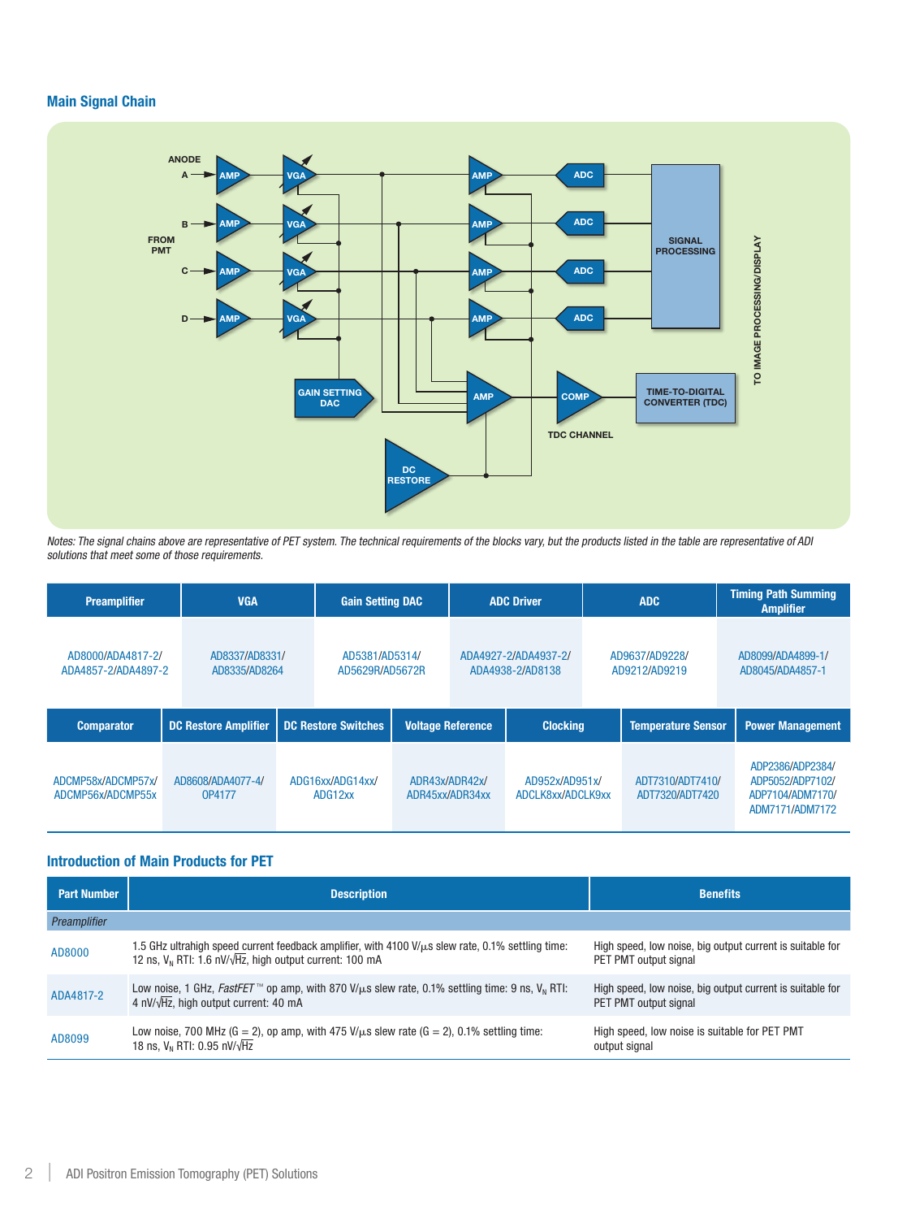## Main Signal Chain

ANODE
A
B
C
D
FROM PMT
AMP
VGA
AMP
ADC
SIGNAL PROCESSING
TO IMAGE PROCESSING/DISPLAY
GAIN SETTING DAC
AMP
COMP
TIME-TO-DIGITAL CONVERTER (TDC)
TDC CHANNEL
DC RESTORE

*Notes: The signal chains above are representative of PET system. The technical requirements of the blocks vary, but the products listed in the table are representative of ADI solutions that meet some of those requirements.*

| Preamplifier | VGA | Gain Setting DAC | ADC Driver | ADC | Timing Path Summing Amplifier |
|---|---|---|---|---|---|
| AD8000/ADA4817-2/ ADA4857-2/ADA4897-2 | AD8337/AD8331/ AD8335/AD8264 | AD5381/AD5314/ AD5629R/AD5672R | ADA4927-2/ADA4937-2/ ADA4938-2/AD8138 | AD9637/AD9228/ AD9212/AD9219 | AD8099/ADA4899-1/ AD8045/ADA4857-1 |

| Comparator | DC Restore Amplifier | DC Restore Switches | Voltage Reference | Clocking | Temperature Sensor | Power Management |
|---|---|---|---|---|---|---|
| ADCMP58x/ADCMP57x/ ADCMP56x/ADCMP55x | AD8608/ADA4077-4/ OP4177 | ADG16xx/ADG14xx/ ADG12xx | ADR43x/ADR42x/ ADR45xx/ADR34xx | AD952x/AD951x/ ADCLK8xx/ADCLK9xx | ADT7310/ADT7410/ ADT7320/ADT7420 | ADP2386/ADP2384/ ADP5052/ADP7102/ ADP7104/ADM7170/ ADM7171/ADM7172 |

## Introduction of Main Products for PET

| Part Number | Description | Benefits |
|---|---|---|
| *Preamplifier* | | |
| AD8000 | 1.5 GHz ultrahigh speed current feedback amplifier, with 4100 V/µs slew rate, 0.1% settling time: 12 ns, $V_N$ RTI: 1.6 nV/√Hz, high output current: 100 mA | High speed, low noise, big output current is suitable for PET PMT output signal |
| ADA4817-2 | Low noise, 1 GHz, *FastFET*™ op amp, with 870 V/µs slew rate, 0.1% settling time: 9 ns, $V_N$ RTI: 4 nV/√Hz, high output current: 40 mA | High speed, low noise, big output current is suitable for PET PMT output signal |
| AD8099 | Low noise, 700 MHz (G = 2), op amp, with 475 V/µs slew rate (G = 2), 0.1% settling time: 18 ns, $V_N$ RTI: 0.95 nV/√Hz | High speed, low noise is suitable for PET PMT output signal |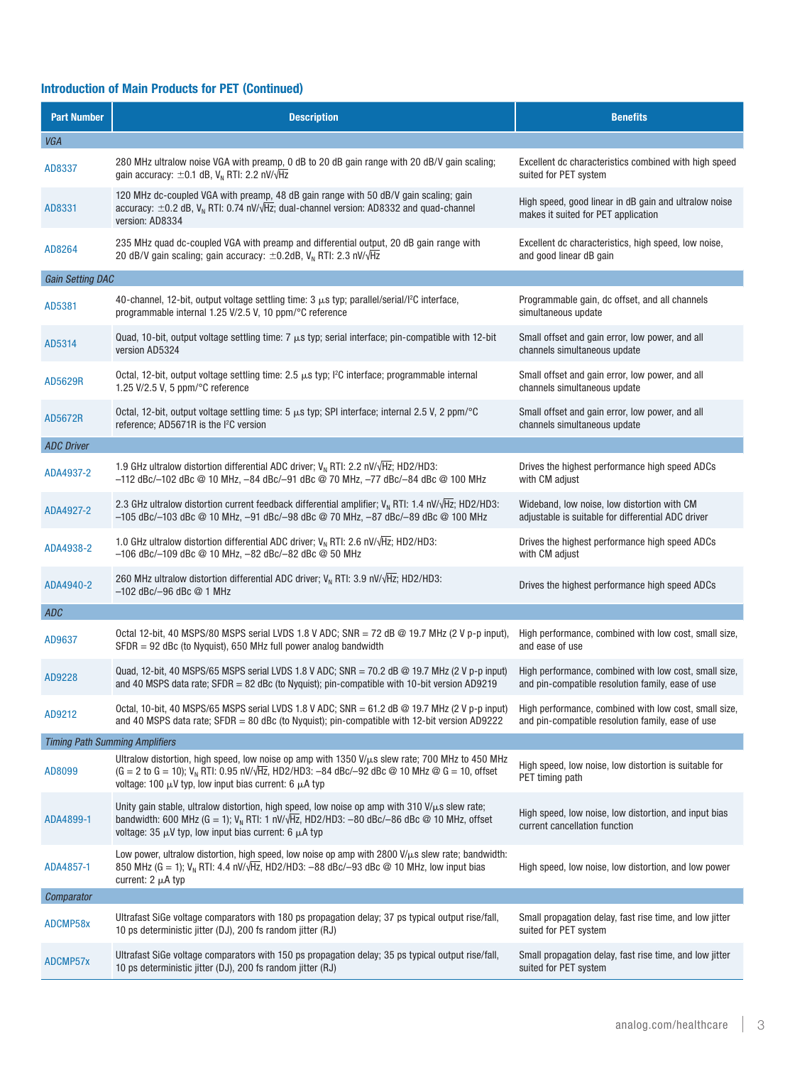## Introduction of Main Products for PET (Continued)

| Part Number | Description | Benefits |
|---|---|---|
| *VGA* | | |
| AD8337 | 280 MHz ultralow noise VGA with preamp, 0 dB to 20 dB gain range with 20 dB/V gain scaling; gain accuracy: ±0.1 dB, $V_N$ RTI: 2.2 nV/√Hz | Excellent dc characteristics combined with high speed suited for PET system |
| AD8331 | 120 MHz dc-coupled VGA with preamp, 48 dB gain range with 50 dB/V gain scaling; gain accuracy: ±0.2 dB, $V_N$ RTI: 0.74 nV/√Hz; dual-channel version: AD8332 and quad-channel version: AD8334 | High speed, good linear in dB gain and ultralow noise makes it suited for PET application |
| AD8264 | 235 MHz quad dc-coupled VGA with preamp and differential output, 20 dB gain range with 20 dB/V gain scaling; gain accuracy: ±0.2dB, $V_N$ RTI: 2.3 nV/√Hz | Excellent dc characteristics, high speed, low noise, and good linear dB gain |
| *Gain Setting DAC* | | |
| AD5381 | 40-channel, 12-bit, output voltage settling time: 3 µs typ; parallel/serial/I²C interface, programmable internal 1.25 V/2.5 V, 10 ppm/°C reference | Programmable gain, dc offset, and all channels simultaneous update |
| AD5314 | Quad, 10-bit, output voltage settling time: 7 µs typ; serial interface; pin-compatible with 12-bit version AD5324 | Small offset and gain error, low power, and all channels simultaneous update |
| AD5629R | Octal, 12-bit, output voltage settling time: 2.5 µs typ; I²C interface; programmable internal 1.25 V/2.5 V, 5 ppm/°C reference | Small offset and gain error, low power, and all channels simultaneous update |
| AD5672R | Octal, 12-bit, output voltage settling time: 5 µs typ; SPI interface; internal 2.5 V, 2 ppm/°C reference; AD5671R is the I²C version | Small offset and gain error, low power, and all channels simultaneous update |
| *ADC Driver* | | |
| ADA4937-2 | 1.9 GHz ultralow distortion differential ADC driver; $V_N$ RTI: 2.2 nV/√Hz; HD2/HD3: –112 dBc/–102 dBc @ 10 MHz, –84 dBc/–91 dBc @ 70 MHz, –77 dBc/–84 dBc @ 100 MHz | Drives the highest performance high speed ADCs with CM adjust |
| ADA4927-2 | 2.3 GHz ultralow distortion current feedback differential amplifier; $V_N$ RTI: 1.4 nV/√Hz; HD2/HD3: –105 dBc/–103 dBc @ 10 MHz, –91 dBc/–98 dBc @ 70 MHz, –87 dBc/–89 dBc @ 100 MHz | Wideband, low noise, low distortion with CM adjustable is suitable for differential ADC driver |
| ADA4938-2 | 1.0 GHz ultralow distortion differential ADC driver; $V_N$ RTI: 2.6 nV/√Hz; HD2/HD3: –106 dBc/–109 dBc @ 10 MHz, –82 dBc/–82 dBc @ 50 MHz | Drives the highest performance high speed ADCs with CM adjust |
| ADA4940-2 | 260 MHz ultralow distortion differential ADC driver; $V_N$ RTI: 3.9 nV/√Hz; HD2/HD3: –102 dBc/–96 dBc @ 1 MHz | Drives the highest performance high speed ADCs |
| *ADC* | | |
| AD9637 | Octal 12-bit, 40 MSPS/80 MSPS serial LVDS 1.8 V ADC; SNR = 72 dB @ 19.7 MHz (2 V p-p input), SFDR = 92 dBc (to Nyquist), 650 MHz full power analog bandwidth | High performance, combined with low cost, small size, and ease of use |
| AD9228 | Quad, 12-bit, 40 MSPS/65 MSPS serial LVDS 1.8 V ADC; SNR = 70.2 dB @ 19.7 MHz (2 V p-p input) and 40 MSPS data rate; SFDR = 82 dBc (to Nyquist); pin-compatible with 10-bit version AD9219 | High performance, combined with low cost, small size, and pin-compatible resolution family, ease of use |
| AD9212 | Octal, 10-bit, 40 MSPS/65 MSPS serial LVDS 1.8 V ADC; SNR = 61.2 dB @ 19.7 MHz (2 V p-p input) and 40 MSPS data rate; SFDR = 80 dBc (to Nyquist); pin-compatible with 12-bit version AD9222 | High performance, combined with low cost, small size, and pin-compatible resolution family, ease of use |
| *Timing Path Summing Amplifiers* | | |
| AD8099 | Ultralow distortion, high speed, low noise op amp with 1350 V/µs slew rate; 700 MHz to 450 MHz (G = 2 to G = 10); $V_N$ RTI: 0.95 nV/√Hz, HD2/HD3: –84 dBc/–92 dBc @ 10 MHz @ G = 10, offset voltage: 100 µV typ, low input bias current: 6 µA typ | High speed, low noise, low distortion is suitable for PET timing path |
| ADA4899-1 | Unity gain stable, ultralow distortion, high speed, low noise op amp with 310 V/µs slew rate; bandwidth: 600 MHz (G = 1); $V_N$ RTI: 1 nV/√Hz, HD2/HD3: –80 dBc/–86 dBc @ 10 MHz, offset voltage: 35 µV typ, low input bias current: 6 µA typ | High speed, low noise, low distortion, and input bias current cancellation function |
| ADA4857-1 | Low power, ultralow distortion, high speed, low noise op amp with 2800 V/µs slew rate; bandwidth: 850 MHz (G = 1); $V_N$ RTI: 4.4 nV/√Hz, HD2/HD3: –88 dBc/–93 dBc @ 10 MHz, low input bias current: 2 µA typ | High speed, low noise, low distortion, and low power |
| *Comparator* | | |
| ADCMP58x | Ultrafast SiGe voltage comparators with 180 ps propagation delay; 37 ps typical output rise/fall, 10 ps deterministic jitter (DJ), 200 fs random jitter (RJ) | Small propagation delay, fast rise time, and low jitter suited for PET system |
| ADCMP57x | Ultrafast SiGe voltage comparators with 150 ps propagation delay; 35 ps typical output rise/fall, 10 ps deterministic jitter (DJ), 200 fs random jitter (RJ) | Small propagation delay, fast rise time, and low jitter suited for PET system |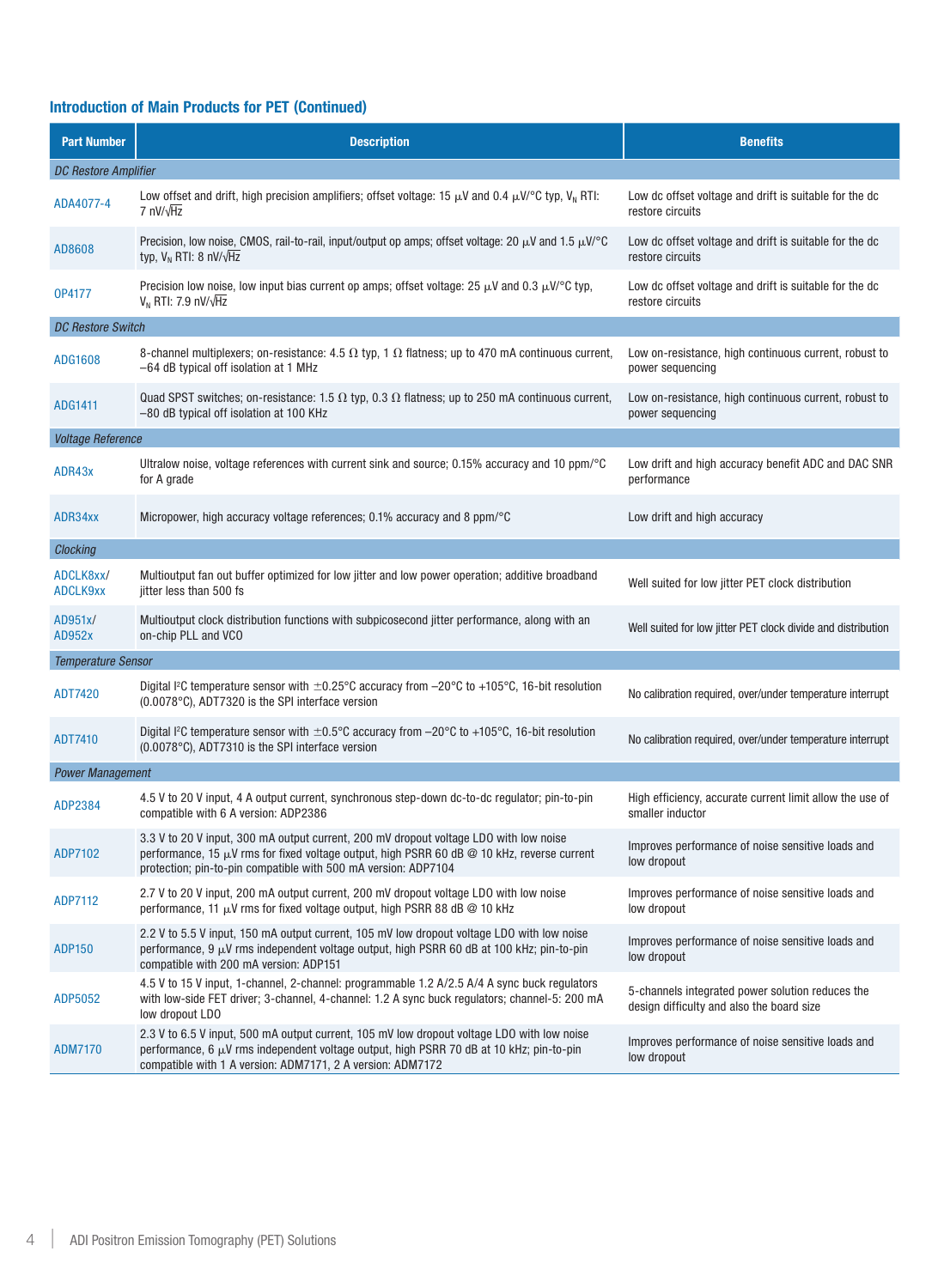## Introduction of Main Products for PET (Continued)

| Part Number | Description | Benefits |
|---|---|---|
| *DC Restore Amplifier* | | |
| ADA4077-4 | Low offset and drift, high precision amplifiers; offset voltage: 15 μV and 0.4 μV/°C typ, $V_N$ RTI: 7 nV/√Hz | Low dc offset voltage and drift is suitable for the dc restore circuits |
| AD8608 | Precision, low noise, CMOS, rail-to-rail, input/output op amps; offset voltage: 20 μV and 1.5 μV/°C typ, $V_N$ RTI: 8 nV/√Hz | Low dc offset voltage and drift is suitable for the dc restore circuits |
| OP4177 | Precision low noise, low input bias current op amps; offset voltage: 25 μV and 0.3 μV/°C typ, $V_N$ RTI: 7.9 nV/√Hz | Low dc offset voltage and drift is suitable for the dc restore circuits |
| *DC Restore Switch* | | |
| ADG1608 | 8-channel multiplexers; on-resistance: 4.5 Ω typ, 1 Ω flatness; up to 470 mA continuous current, –64 dB typical off isolation at 1 MHz | Low on-resistance, high continuous current, robust to power sequencing |
| ADG1411 | Quad SPST switches; on-resistance: 1.5 Ω typ, 0.3 Ω flatness; up to 250 mA continuous current, –80 dB typical off isolation at 100 KHz | Low on-resistance, high continuous current, robust to power sequencing |
| *Voltage Reference* | | |
| ADR43x | Ultralow noise, voltage references with current sink and source; 0.15% accuracy and 10 ppm/°C for A grade | Low drift and high accuracy benefit ADC and DAC SNR performance |
| ADR34xx | Micropower, high accuracy voltage references; 0.1% accuracy and 8 ppm/°C | Low drift and high accuracy |
| *Clocking* | | |
| ADCLK8xx/ ADCLK9xx | Multioutput fan out buffer optimized for low jitter and low power operation; additive broadband jitter less than 500 fs | Well suited for low jitter PET clock distribution |
| AD951x/ AD952x | Multioutput clock distribution functions with subpicosecond jitter performance, along with an on-chip PLL and VCO | Well suited for low jitter PET clock divide and distribution |
| *Temperature Sensor* | | |
| ADT7420 | Digital I²C temperature sensor with ±0.25°C accuracy from –20°C to +105°C, 16-bit resolution (0.0078°C), ADT7320 is the SPI interface version | No calibration required, over/under temperature interrupt |
| ADT7410 | Digital I²C temperature sensor with ±0.5°C accuracy from –20°C to +105°C, 16-bit resolution (0.0078°C), ADT7310 is the SPI interface version | No calibration required, over/under temperature interrupt |
| *Power Management* | | |
| ADP2384 | 4.5 V to 20 V input, 4 A output current, synchronous step-down dc-to-dc regulator; pin-to-pin compatible with 6 A version: ADP2386 | High efficiency, accurate current limit allow the use of smaller inductor |
| ADP7102 | 3.3 V to 20 V input, 300 mA output current, 200 mV dropout voltage LDO with low noise performance, 15 μV rms for fixed voltage output, high PSRR 60 dB @ 10 kHz, reverse current protection; pin-to-pin compatible with 500 mA version: ADP7104 | Improves performance of noise sensitive loads and low dropout |
| ADP7112 | 2.7 V to 20 V input, 200 mA output current, 200 mV dropout voltage LDO with low noise performance, 11 μV rms for fixed voltage output, high PSRR 88 dB @ 10 kHz | Improves performance of noise sensitive loads and low dropout |
| ADP150 | 2.2 V to 5.5 V input, 150 mA output current, 105 mV low dropout voltage LDO with low noise performance, 9 μV rms independent voltage output, high PSRR 60 dB at 100 kHz; pin-to-pin compatible with 200 mA version: ADP151 | Improves performance of noise sensitive loads and low dropout |
| ADP5052 | 4.5 V to 15 V input, 1-channel, 2-channel: programmable 1.2 A/2.5 A/4 A sync buck regulators with low-side FET driver; 3-channel, 4-channel: 1.2 A sync buck regulators; channel-5: 200 mA low dropout LDO | 5-channels integrated power solution reduces the design difficulty and also the board size |
| ADM7170 | 2.3 V to 6.5 V input, 500 mA output current, 105 mV low dropout voltage LDO with low noise performance, 6 μV rms independent voltage output, high PSRR 70 dB at 10 kHz; pin-to-pin compatible with 1 A version: ADM7171, 2 A version: ADM7172 | Improves performance of noise sensitive loads and low dropout |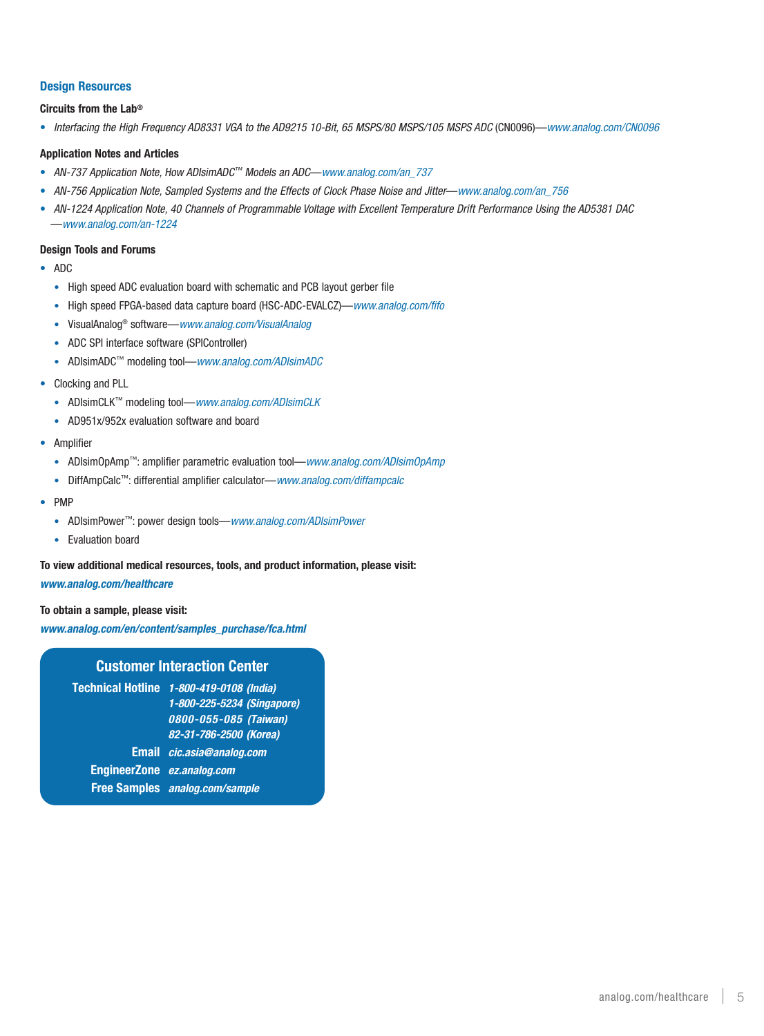## Design Resources

### Circuits from the Lab®

- *Interfacing the High Frequency AD8331 VGA to the AD9215 10-Bit, 65 MSPS/80 MSPS/105 MSPS ADC* (CN0096)—*www.analog.com/CN0096*

### Application Notes and Articles

- *AN-737 Application Note, How ADIsimADC™ Models an ADC*—*www.analog.com/an_737*
- *AN-756 Application Note, Sampled Systems and the Effects of Clock Phase Noise and Jitter*—*www.analog.com/an_756*
- *AN-1224 Application Note, 40 Channels of Programmable Voltage with Excellent Temperature Drift Performance Using the AD5381 DAC*—*www.analog.com/an-1224*

### Design Tools and Forums

- ADC
  - High speed ADC evaluation board with schematic and PCB layout gerber file
  - High speed FPGA-based data capture board (HSC-ADC-EVALCZ)—*www.analog.com/fifo*
  - VisualAnalog® software—*www.analog.com/VisualAnalog*
  - ADC SPI interface software (SPIController)
  - ADIsimADC™ modeling tool—*www.analog.com/ADIsimADC*
- Clocking and PLL
  - ADIsimCLK™ modeling tool—*www.analog.com/ADIsimCLK*
  - AD951x/952x evaluation software and board
- Amplifier
  - ADIsimOpAmp™: amplifier parametric evaluation tool—*www.analog.com/ADIsimOpAmp*
  - DiffAmpCalc™: differential amplifier calculator—*www.analog.com/diffampcalc*
- PMP
  - ADIsimPower™: power design tools—*www.analog.com/ADIsimPower*
  - Evaluation board

**To view additional medical resources, tools, and product information, please visit:**

***www.analog.com/healthcare***

**To obtain a sample, please visit:**

***www.analog.com/en/content/samples_purchase/fca.html***

### Customer Interaction Center

| | |
|---|---|
| **Technical Hotline** | *1-800-419-0108 (India)* |
| | *1-800-225-5234 (Singapore)* |
| | *0800-055-085 (Taiwan)* |
| | *82-31-786-2500 (Korea)* |
| **Email** | *cic.asia@analog.com* |
| **EngineerZone** | *ez.analog.com* |
| **Free Samples** | *analog.com/sample* |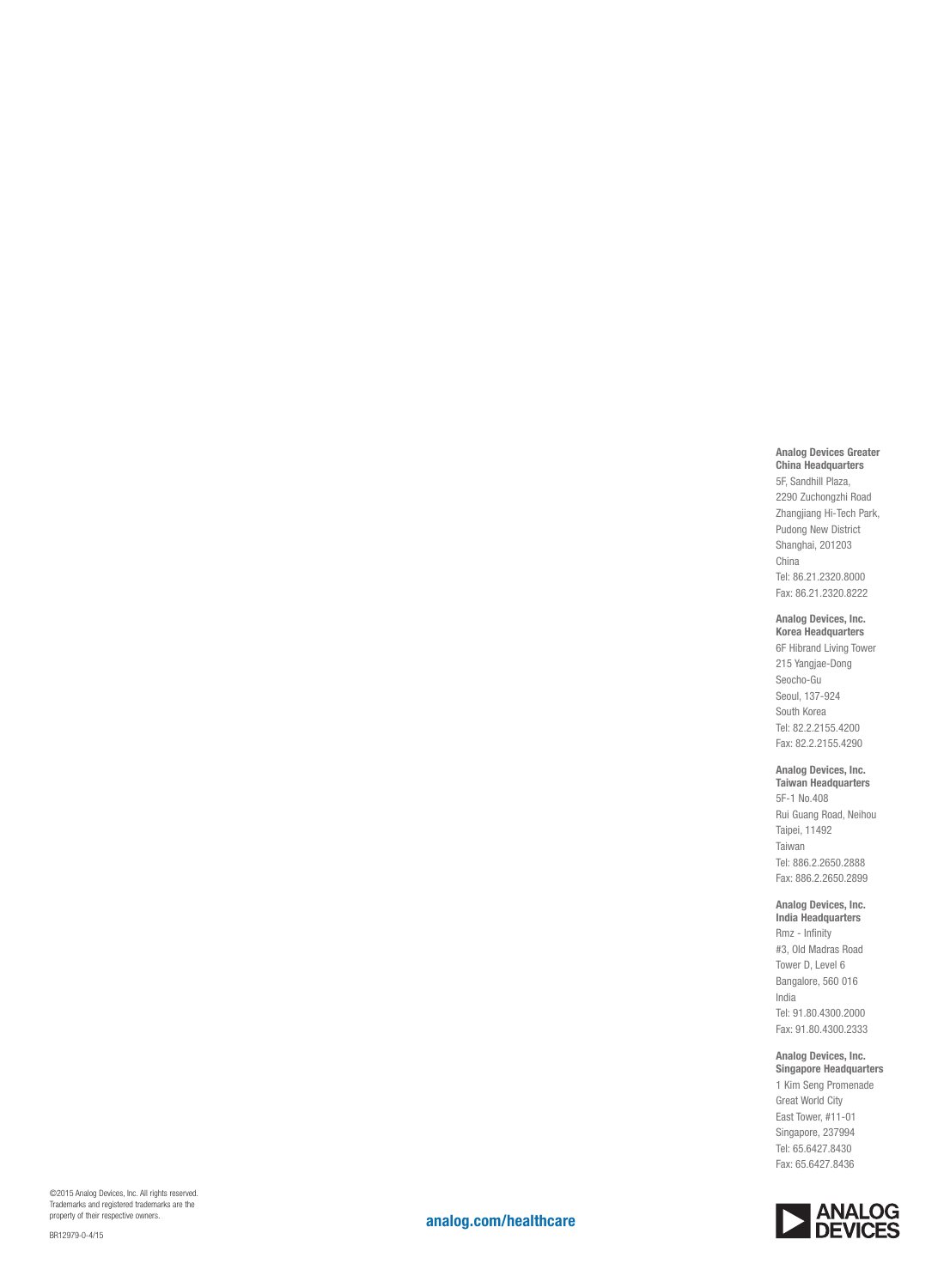**Analog Devices Greater China Headquarters**
5F, Sandhill Plaza,
2290 Zuchongzhi Road
Zhangjiang Hi-Tech Park,
Pudong New District
Shanghai, 201203
China
Tel: 86.21.2320.8000
Fax: 86.21.2320.8222

**Analog Devices, Inc. Korea Headquarters**
6F Hibrand Living Tower
215 Yangjae-Dong
Seocho-Gu
Seoul, 137-924
South Korea
Tel: 82.2.2155.4200
Fax: 82.2.2155.4290

**Analog Devices, Inc. Taiwan Headquarters**
5F-1 No.408
Rui Guang Road, Neihou
Taipei, 11492
Taiwan
Tel: 886.2.2650.2888
Fax: 886.2.2650.2899

**Analog Devices, Inc. India Headquarters**
Rmz - Infinity
#3, Old Madras Road
Tower D, Level 6
Bangalore, 560 016
India
Tel: 91.80.4300.2000
Fax: 91.80.4300.2333

**Analog Devices, Inc. Singapore Headquarters**
1 Kim Seng Promenade
Great World City
East Tower, #11-01
Singapore, 237994
Tel: 65.6427.8430
Fax: 65.6427.8436

©2015 Analog Devices, Inc. All rights reserved. Trademarks and registered trademarks are the property of their respective owners.

BR12979-0-4/15

**analog.com/healthcare**

ANALOG DEVICES